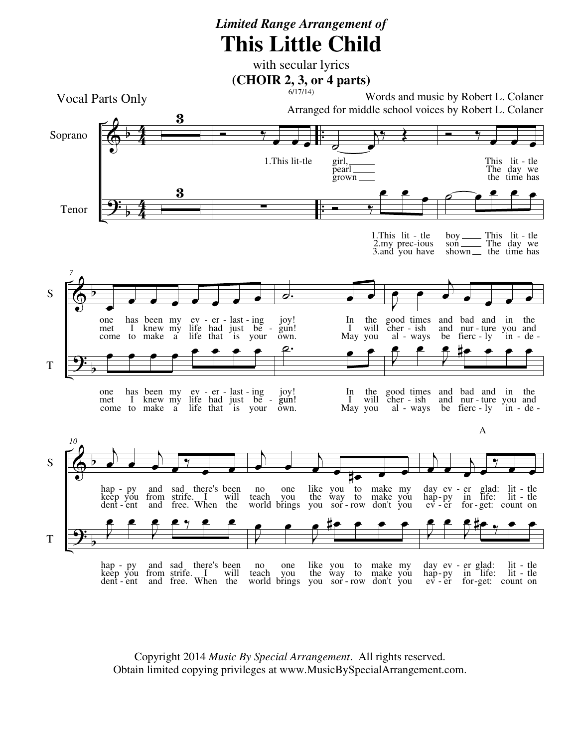*Limited Range Arrangement of*

# This Little Child

with secular lyrics

**(CHOIR 2, 3, or 4 parts)**

6/17/14)

Vocal Parts Only

Words and music by Robert L. Colaner

Arranged for middle school voices by Robert L. Colaner

Copyright 2014 *Music By Special Arrangement*. All rights reserved.
Obtain limited copying privileges at www.MusicBySpecialArrangement.com.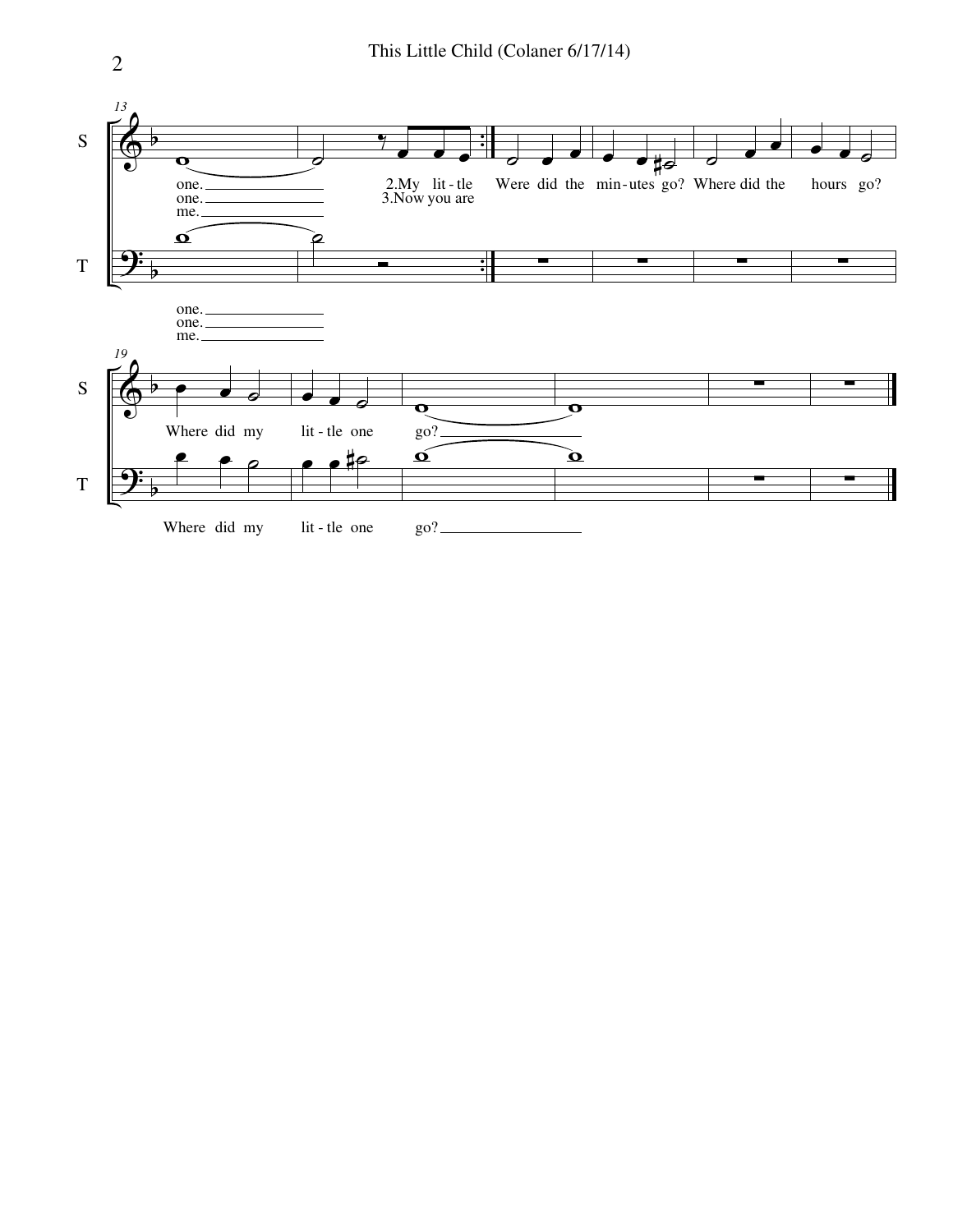S

T

one.
one.
me.

2.My lit - tle
3.Now you are

Were did the min - utes go? Where did the hours go?

one.
one.
me.

S

T

Where did my lit - tle one go?

Where did my lit - tle one go?